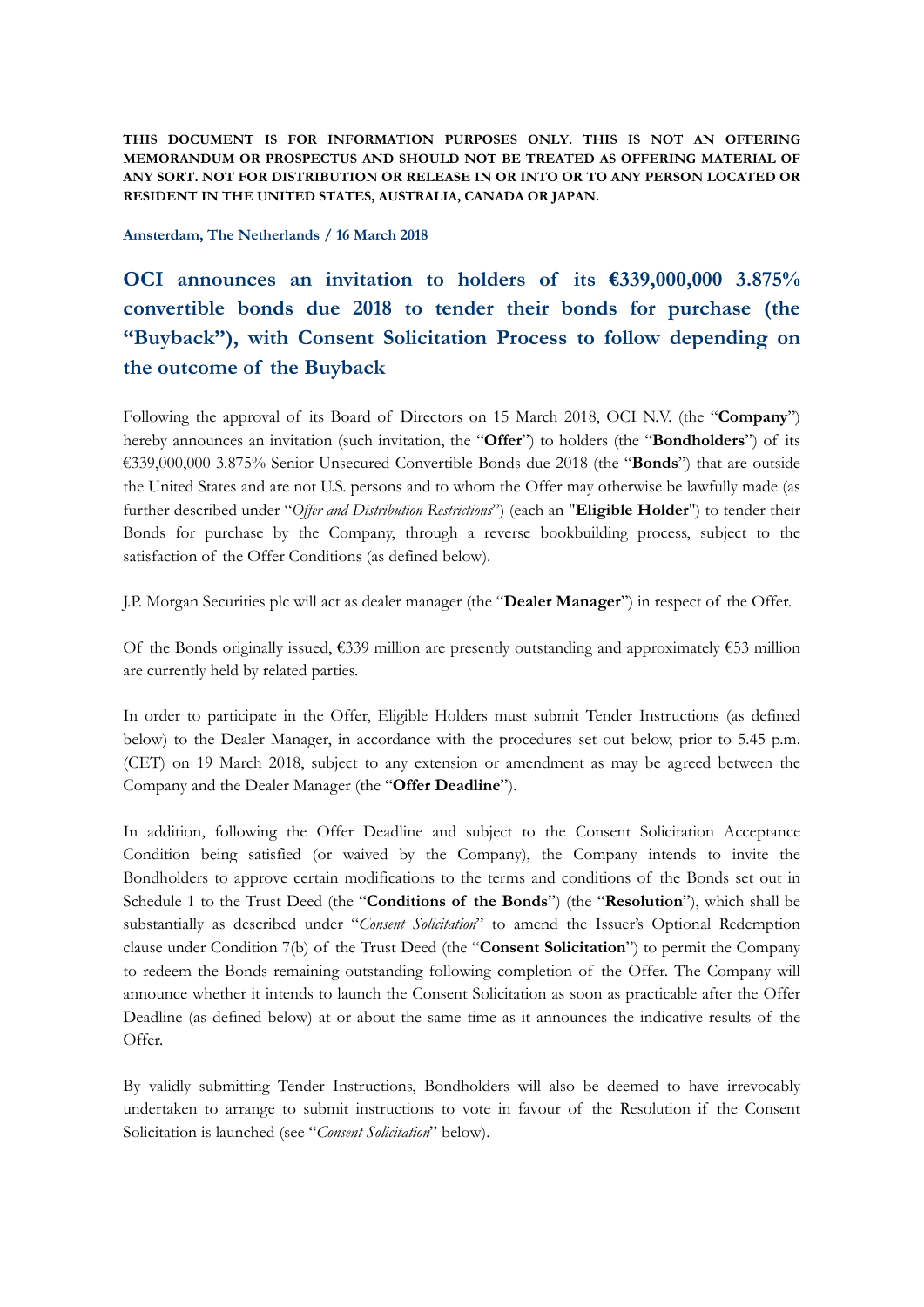**THIS DOCUMENT IS FOR INFORMATION PURPOSES ONLY. THIS IS NOT AN OFFERING MEMORANDUM OR PROSPECTUS AND SHOULD NOT BE TREATED AS OFFERING MATERIAL OF ANY SORT. NOT FOR DISTRIBUTION OR RELEASE IN OR INTO OR TO ANY PERSON LOCATED OR RESIDENT IN THE UNITED STATES, AUSTRALIA, CANADA OR JAPAN.**

**Amsterdam, The Netherlands / 16 March 2018**

# OCI announces an invitation to holders of its €339,000,000 3.875% convertible bonds due 2018 to tender their bonds for purchase (the "Buyback"), with Consent Solicitation Process to follow depending on the outcome of the Buyback

Following the approval of its Board of Directors on 15 March 2018, OCI N.V. (the "**Company**") hereby announces an invitation (such invitation, the "**Offer**") to holders (the "**Bondholders**") of its €339,000,000 3.875% Senior Unsecured Convertible Bonds due 2018 (the "**Bonds**") that are outside the United States and are not U.S. persons and to whom the Offer may otherwise be lawfully made (as further described under "*Offer and Distribution Restrictions*") (each an "**Eligible Holder**") to tender their Bonds for purchase by the Company, through a reverse bookbuilding process, subject to the satisfaction of the Offer Conditions (as defined below).

J.P. Morgan Securities plc will act as dealer manager (the "**Dealer Manager**") in respect of the Offer.

Of the Bonds originally issued, €339 million are presently outstanding and approximately €53 million are currently held by related parties.

In order to participate in the Offer, Eligible Holders must submit Tender Instructions (as defined below) to the Dealer Manager, in accordance with the procedures set out below, prior to 5.45 p.m. (CET) on 19 March 2018, subject to any extension or amendment as may be agreed between the Company and the Dealer Manager (the "**Offer Deadline**").

In addition, following the Offer Deadline and subject to the Consent Solicitation Acceptance Condition being satisfied (or waived by the Company), the Company intends to invite the Bondholders to approve certain modifications to the terms and conditions of the Bonds set out in Schedule 1 to the Trust Deed (the "**Conditions of the Bonds**") (the "**Resolution**"), which shall be substantially as described under "*Consent Solicitation*" to amend the Issuer's Optional Redemption clause under Condition 7(b) of the Trust Deed (the "**Consent Solicitation**") to permit the Company to redeem the Bonds remaining outstanding following completion of the Offer. The Company will announce whether it intends to launch the Consent Solicitation as soon as practicable after the Offer Deadline (as defined below) at or about the same time as it announces the indicative results of the Offer.

By validly submitting Tender Instructions, Bondholders will also be deemed to have irrevocably undertaken to arrange to submit instructions to vote in favour of the Resolution if the Consent Solicitation is launched (see "*Consent Solicitation*" below).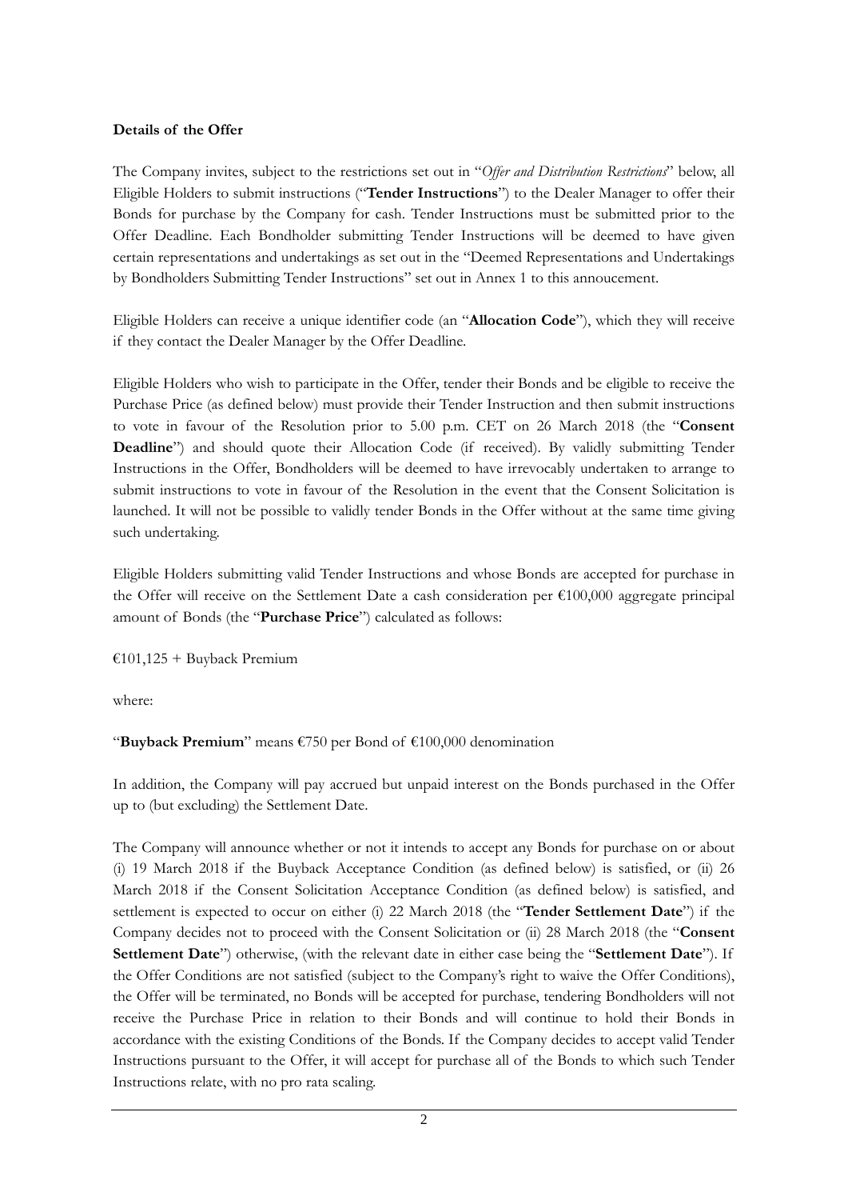**Details of the Offer**

The Company invites, subject to the restrictions set out in "*Offer and Distribution Restrictions*" below, all Eligible Holders to submit instructions ("**Tender Instructions**") to the Dealer Manager to offer their Bonds for purchase by the Company for cash. Tender Instructions must be submitted prior to the Offer Deadline. Each Bondholder submitting Tender Instructions will be deemed to have given certain representations and undertakings as set out in the "Deemed Representations and Undertakings by Bondholders Submitting Tender Instructions" set out in Annex 1 to this annoucement.

Eligible Holders can receive a unique identifier code (an "**Allocation Code**"), which they will receive if they contact the Dealer Manager by the Offer Deadline.

Eligible Holders who wish to participate in the Offer, tender their Bonds and be eligible to receive the Purchase Price (as defined below) must provide their Tender Instruction and then submit instructions to vote in favour of the Resolution prior to 5.00 p.m. CET on 26 March 2018 (the "**Consent Deadline**") and should quote their Allocation Code (if received). By validly submitting Tender Instructions in the Offer, Bondholders will be deemed to have irrevocably undertaken to arrange to submit instructions to vote in favour of the Resolution in the event that the Consent Solicitation is launched. It will not be possible to validly tender Bonds in the Offer without at the same time giving such undertaking.

Eligible Holders submitting valid Tender Instructions and whose Bonds are accepted for purchase in the Offer will receive on the Settlement Date a cash consideration per €100,000 aggregate principal amount of Bonds (the "**Purchase Price**") calculated as follows:

€101,125 + Buyback Premium

where:

"**Buyback Premium**" means €750 per Bond of €100,000 denomination

In addition, the Company will pay accrued but unpaid interest on the Bonds purchased in the Offer up to (but excluding) the Settlement Date.

The Company will announce whether or not it intends to accept any Bonds for purchase on or about (i) 19 March 2018 if the Buyback Acceptance Condition (as defined below) is satisfied, or (ii) 26 March 2018 if the Consent Solicitation Acceptance Condition (as defined below) is satisfied, and settlement is expected to occur on either (i) 22 March 2018 (the "**Tender Settlement Date**") if the Company decides not to proceed with the Consent Solicitation or (ii) 28 March 2018 (the "**Consent Settlement Date**") otherwise, (with the relevant date in either case being the "**Settlement Date**"). If the Offer Conditions are not satisfied (subject to the Company's right to waive the Offer Conditions), the Offer will be terminated, no Bonds will be accepted for purchase, tendering Bondholders will not receive the Purchase Price in relation to their Bonds and will continue to hold their Bonds in accordance with the existing Conditions of the Bonds. If the Company decides to accept valid Tender Instructions pursuant to the Offer, it will accept for purchase all of the Bonds to which such Tender Instructions relate, with no pro rata scaling.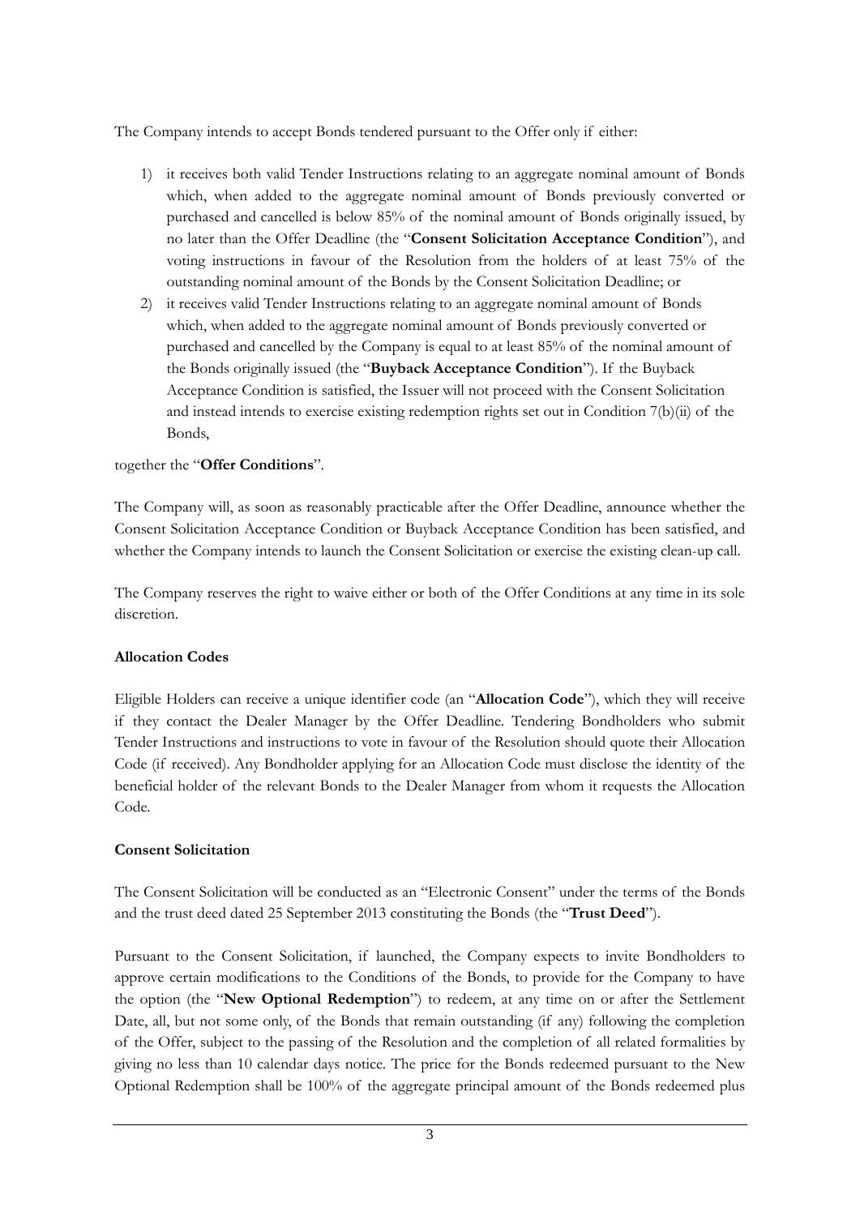The Company intends to accept Bonds tendered pursuant to the Offer only if either:

1) it receives both valid Tender Instructions relating to an aggregate nominal amount of Bonds which, when added to the aggregate nominal amount of Bonds previously converted or purchased and cancelled is below 85% of the nominal amount of Bonds originally issued, by no later than the Offer Deadline (the "**Consent Solicitation Acceptance Condition**"), and voting instructions in favour of the Resolution from the holders of at least 75% of the outstanding nominal amount of the Bonds by the Consent Solicitation Deadline; or
2) it receives valid Tender Instructions relating to an aggregate nominal amount of Bonds which, when added to the aggregate nominal amount of Bonds previously converted or purchased and cancelled by the Company is equal to at least 85% of the nominal amount of the Bonds originally issued (the "**Buyback Acceptance Condition**"). If the Buyback Acceptance Condition is satisfied, the Issuer will not proceed with the Consent Solicitation and instead intends to exercise existing redemption rights set out in Condition 7(b)(ii) of the Bonds,

together the "**Offer Conditions**".

The Company will, as soon as reasonably practicable after the Offer Deadline, announce whether the Consent Solicitation Acceptance Condition or Buyback Acceptance Condition has been satisfied, and whether the Company intends to launch the Consent Solicitation or exercise the existing clean-up call.

The Company reserves the right to waive either or both of the Offer Conditions at any time in its sole discretion.

**Allocation Codes**

Eligible Holders can receive a unique identifier code (an "**Allocation Code**"), which they will receive if they contact the Dealer Manager by the Offer Deadline. Tendering Bondholders who submit Tender Instructions and instructions to vote in favour of the Resolution should quote their Allocation Code (if received). Any Bondholder applying for an Allocation Code must disclose the identity of the beneficial holder of the relevant Bonds to the Dealer Manager from whom it requests the Allocation Code.

**Consent Solicitation**

The Consent Solicitation will be conducted as an "Electronic Consent" under the terms of the Bonds and the trust deed dated 25 September 2013 constituting the Bonds (the "**Trust Deed**").

Pursuant to the Consent Solicitation, if launched, the Company expects to invite Bondholders to approve certain modifications to the Conditions of the Bonds, to provide for the Company to have the option (the "**New Optional Redemption**") to redeem, at any time on or after the Settlement Date, all, but not some only, of the Bonds that remain outstanding (if any) following the completion of the Offer, subject to the passing of the Resolution and the completion of all related formalities by giving no less than 10 calendar days notice. The price for the Bonds redeemed pursuant to the New Optional Redemption shall be 100% of the aggregate principal amount of the Bonds redeemed plus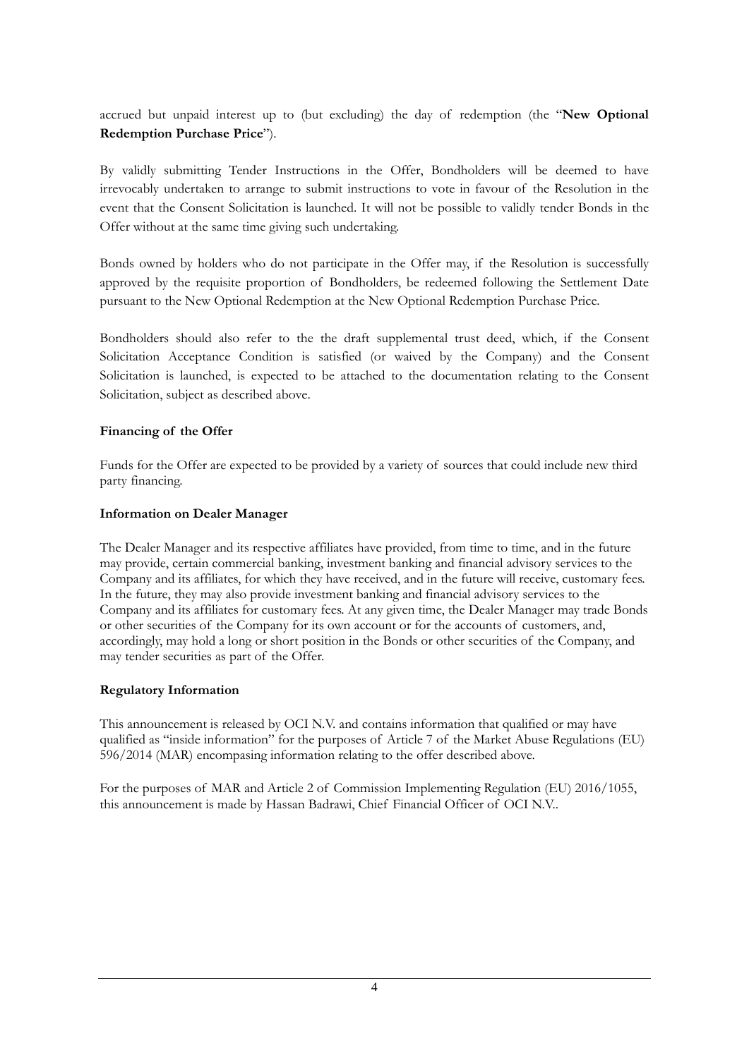accrued but unpaid interest up to (but excluding) the day of redemption (the "**New Optional Redemption Purchase Price**").

By validly submitting Tender Instructions in the Offer, Bondholders will be deemed to have irrevocably undertaken to arrange to submit instructions to vote in favour of the Resolution in the event that the Consent Solicitation is launched. It will not be possible to validly tender Bonds in the Offer without at the same time giving such undertaking.

Bonds owned by holders who do not participate in the Offer may, if the Resolution is successfully approved by the requisite proportion of Bondholders, be redeemed following the Settlement Date pursuant to the New Optional Redemption at the New Optional Redemption Purchase Price.

Bondholders should also refer to the the draft supplemental trust deed, which, if the Consent Solicitation Acceptance Condition is satisfied (or waived by the Company) and the Consent Solicitation is launched, is expected to be attached to the documentation relating to the Consent Solicitation, subject as described above.

**Financing of the Offer**

Funds for the Offer are expected to be provided by a variety of sources that could include new third party financing.

**Information on Dealer Manager**

The Dealer Manager and its respective affiliates have provided, from time to time, and in the future may provide, certain commercial banking, investment banking and financial advisory services to the Company and its affiliates, for which they have received, and in the future will receive, customary fees. In the future, they may also provide investment banking and financial advisory services to the Company and its affiliates for customary fees. At any given time, the Dealer Manager may trade Bonds or other securities of the Company for its own account or for the accounts of customers, and, accordingly, may hold a long or short position in the Bonds or other securities of the Company, and may tender securities as part of the Offer.

**Regulatory Information**

This announcement is released by OCI N.V. and contains information that qualified or may have qualified as "inside information" for the purposes of Article 7 of the Market Abuse Regulations (EU) 596/2014 (MAR) encompasing information relating to the offer described above.

For the purposes of MAR and Article 2 of Commission Implementing Regulation (EU) 2016/1055, this announcement is made by Hassan Badrawi, Chief Financial Officer of OCI N.V..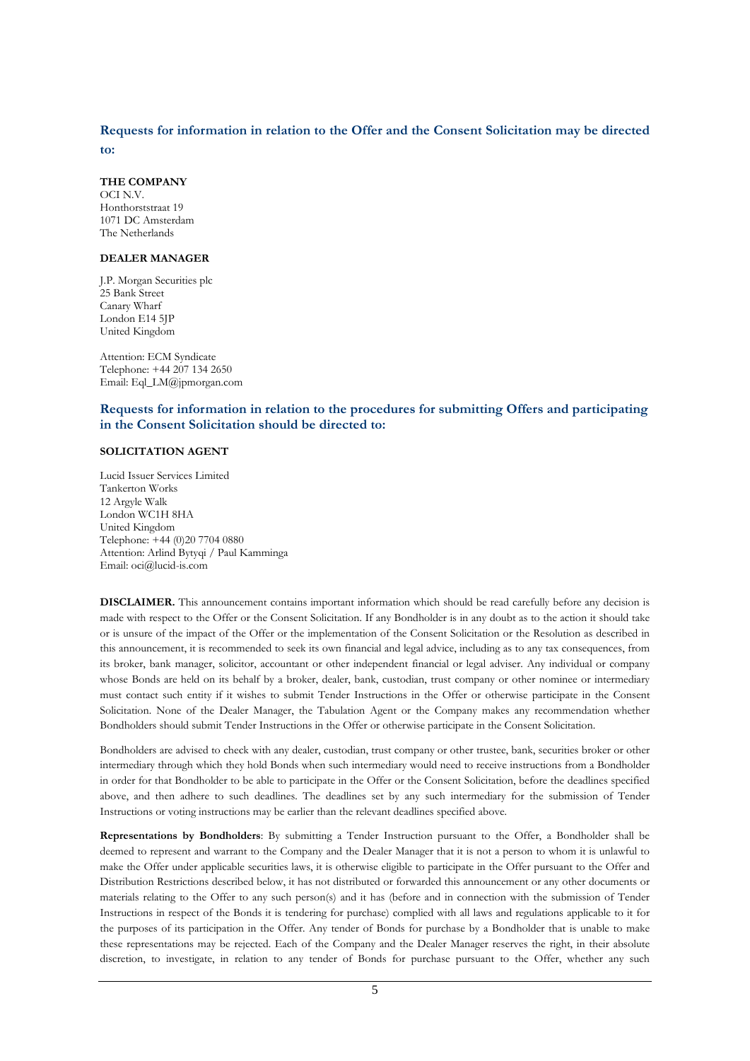## Requests for information in relation to the Offer and the Consent Solicitation may be directed to:

**THE COMPANY**

OCI N.V.
Honthorststraat 19
1071 DC Amsterdam
The Netherlands

**DEALER MANAGER**

J.P. Morgan Securities plc
25 Bank Street
Canary Wharf
London E14 5JP
United Kingdom

Attention: ECM Syndicate
Telephone: +44 207 134 2650
Email: Eql_LM@jpmorgan.com

## Requests for information in relation to the procedures for submitting Offers and participating in the Consent Solicitation should be directed to:

**SOLICITATION AGENT**

Lucid Issuer Services Limited
Tankerton Works
12 Argyle Walk
London WC1H 8HA
United Kingdom
Telephone: +44 (0)20 7704 0880
Attention: Arlind Bytyqi / Paul Kamminga
Email: oci@lucid-is.com

**DISCLAIMER.** This announcement contains important information which should be read carefully before any decision is made with respect to the Offer or the Consent Solicitation. If any Bondholder is in any doubt as to the action it should take or is unsure of the impact of the Offer or the implementation of the Consent Solicitation or the Resolution as described in this announcement, it is recommended to seek its own financial and legal advice, including as to any tax consequences, from its broker, bank manager, solicitor, accountant or other independent financial or legal adviser. Any individual or company whose Bonds are held on its behalf by a broker, dealer, bank, custodian, trust company or other nominee or intermediary must contact such entity if it wishes to submit Tender Instructions in the Offer or otherwise participate in the Consent Solicitation. None of the Dealer Manager, the Tabulation Agent or the Company makes any recommendation whether Bondholders should submit Tender Instructions in the Offer or otherwise participate in the Consent Solicitation.

Bondholders are advised to check with any dealer, custodian, trust company or other trustee, bank, securities broker or other intermediary through which they hold Bonds when such intermediary would need to receive instructions from a Bondholder in order for that Bondholder to be able to participate in the Offer or the Consent Solicitation, before the deadlines specified above, and then adhere to such deadlines. The deadlines set by any such intermediary for the submission of Tender Instructions or voting instructions may be earlier than the relevant deadlines specified above.

**Representations by Bondholders**: By submitting a Tender Instruction pursuant to the Offer, a Bondholder shall be deemed to represent and warrant to the Company and the Dealer Manager that it is not a person to whom it is unlawful to make the Offer under applicable securities laws, it is otherwise eligible to participate in the Offer pursuant to the Offer and Distribution Restrictions described below, it has not distributed or forwarded this announcement or any other documents or materials relating to the Offer to any such person(s) and it has (before and in connection with the submission of Tender Instructions in respect of the Bonds it is tendering for purchase) complied with all laws and regulations applicable to it for the purposes of its participation in the Offer. Any tender of Bonds for purchase by a Bondholder that is unable to make these representations may be rejected. Each of the Company and the Dealer Manager reserves the right, in their absolute discretion, to investigate, in relation to any tender of Bonds for purchase pursuant to the Offer, whether any such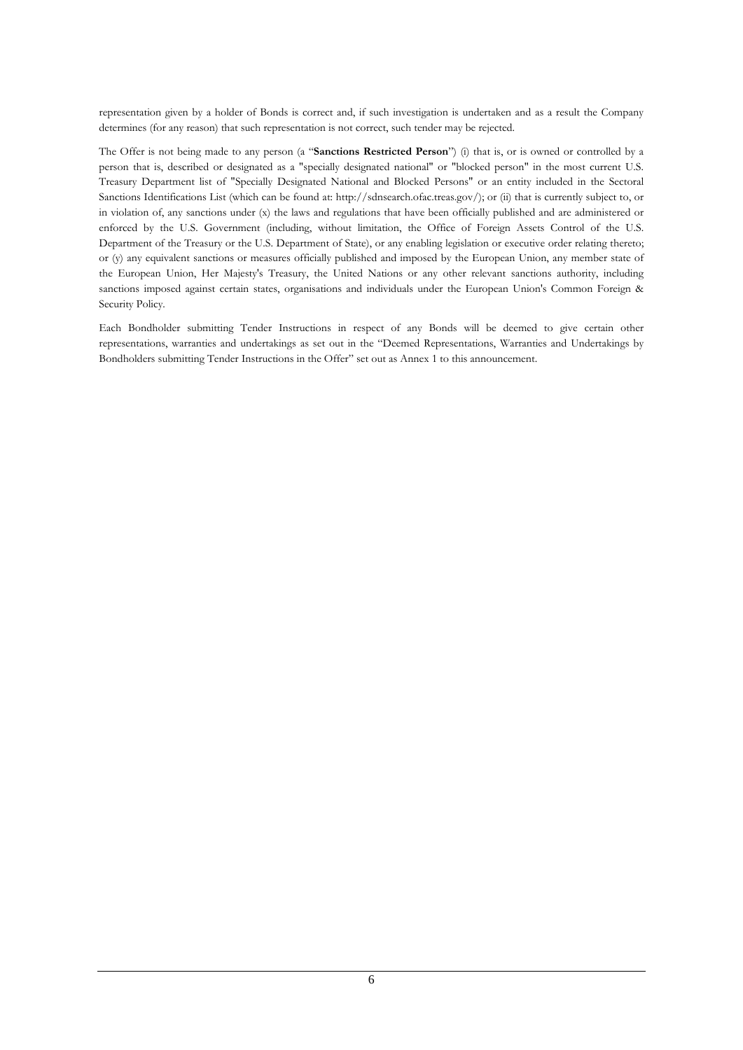representation given by a holder of Bonds is correct and, if such investigation is undertaken and as a result the Company determines (for any reason) that such representation is not correct, such tender may be rejected.

The Offer is not being made to any person (a "**Sanctions Restricted Person**") (i) that is, or is owned or controlled by a person that is, described or designated as a "specially designated national" or "blocked person" in the most current U.S. Treasury Department list of "Specially Designated National and Blocked Persons" or an entity included in the Sectoral Sanctions Identifications List (which can be found at: http://sdnsearch.ofac.treas.gov/); or (ii) that is currently subject to, or in violation of, any sanctions under (x) the laws and regulations that have been officially published and are administered or enforced by the U.S. Government (including, without limitation, the Office of Foreign Assets Control of the U.S. Department of the Treasury or the U.S. Department of State), or any enabling legislation or executive order relating thereto; or (y) any equivalent sanctions or measures officially published and imposed by the European Union, any member state of the European Union, Her Majesty's Treasury, the United Nations or any other relevant sanctions authority, including sanctions imposed against certain states, organisations and individuals under the European Union's Common Foreign & Security Policy.

Each Bondholder submitting Tender Instructions in respect of any Bonds will be deemed to give certain other representations, warranties and undertakings as set out in the "Deemed Representations, Warranties and Undertakings by Bondholders submitting Tender Instructions in the Offer" set out as Annex 1 to this announcement.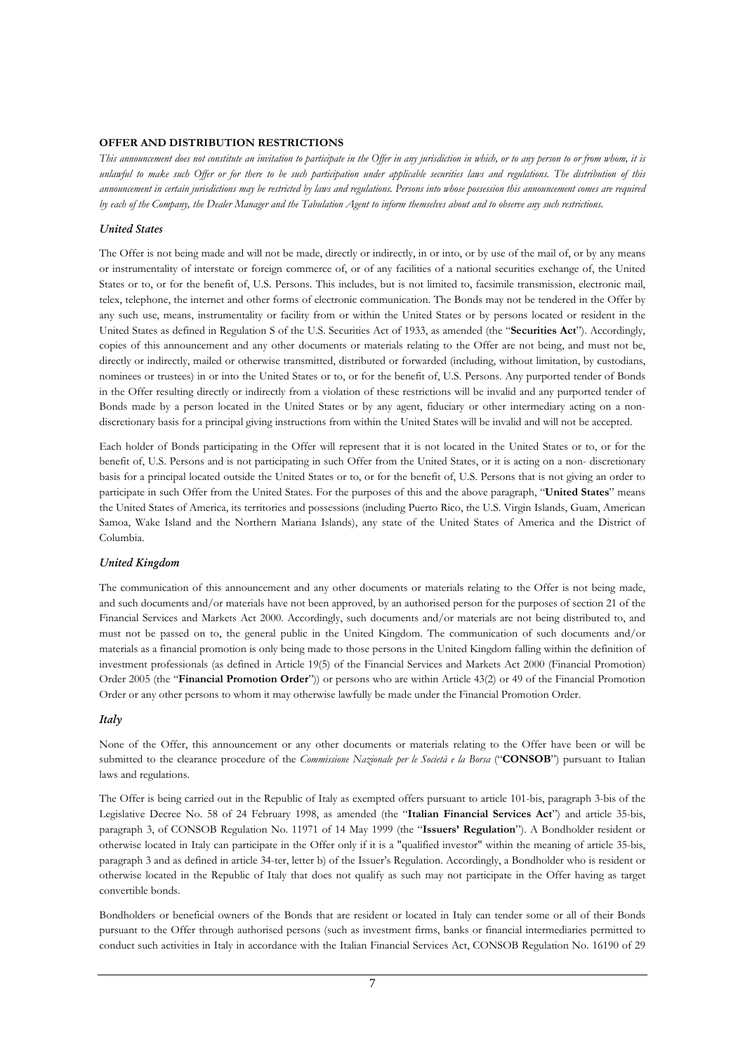**OFFER AND DISTRIBUTION RESTRICTIONS**

*This announcement does not constitute an invitation to participate in the Offer in any jurisdiction in which, or to any person to or from whom, it is unlawful to make such Offer or for there to be such participation under applicable securities laws and regulations. The distribution of this announcement in certain jurisdictions may be restricted by laws and regulations. Persons into whose possession this announcement comes are required by each of the Company, the Dealer Manager and the Tabulation Agent to inform themselves about and to observe any such restrictions.*

### *United States*

The Offer is not being made and will not be made, directly or indirectly, in or into, or by use of the mail of, or by any means or instrumentality of interstate or foreign commerce of, or of any facilities of a national securities exchange of, the United States or to, or for the benefit of, U.S. Persons. This includes, but is not limited to, facsimile transmission, electronic mail, telex, telephone, the internet and other forms of electronic communication. The Bonds may not be tendered in the Offer by any such use, means, instrumentality or facility from or within the United States or by persons located or resident in the United States as defined in Regulation S of the U.S. Securities Act of 1933, as amended (the "**Securities Act**"). Accordingly, copies of this announcement and any other documents or materials relating to the Offer are not being, and must not be, directly or indirectly, mailed or otherwise transmitted, distributed or forwarded (including, without limitation, by custodians, nominees or trustees) in or into the United States or to, or for the benefit of, U.S. Persons. Any purported tender of Bonds in the Offer resulting directly or indirectly from a violation of these restrictions will be invalid and any purported tender of Bonds made by a person located in the United States or by any agent, fiduciary or other intermediary acting on a non-discretionary basis for a principal giving instructions from within the United States will be invalid and will not be accepted.

Each holder of Bonds participating in the Offer will represent that it is not located in the United States or to, or for the benefit of, U.S. Persons and is not participating in such Offer from the United States, or it is acting on a non- discretionary basis for a principal located outside the United States or to, or for the benefit of, U.S. Persons that is not giving an order to participate in such Offer from the United States. For the purposes of this and the above paragraph, "**United States**" means the United States of America, its territories and possessions (including Puerto Rico, the U.S. Virgin Islands, Guam, American Samoa, Wake Island and the Northern Mariana Islands), any state of the United States of America and the District of Columbia.

### *United Kingdom*

The communication of this announcement and any other documents or materials relating to the Offer is not being made, and such documents and/or materials have not been approved, by an authorised person for the purposes of section 21 of the Financial Services and Markets Act 2000. Accordingly, such documents and/or materials are not being distributed to, and must not be passed on to, the general public in the United Kingdom. The communication of such documents and/or materials as a financial promotion is only being made to those persons in the United Kingdom falling within the definition of investment professionals (as defined in Article 19(5) of the Financial Services and Markets Act 2000 (Financial Promotion) Order 2005 (the "**Financial Promotion Order**")) or persons who are within Article 43(2) or 49 of the Financial Promotion Order or any other persons to whom it may otherwise lawfully be made under the Financial Promotion Order.

### *Italy*

None of the Offer, this announcement or any other documents or materials relating to the Offer have been or will be submitted to the clearance procedure of the *Commissione Nazionale per le Società e la Borsa* ("**CONSOB**") pursuant to Italian laws and regulations.

The Offer is being carried out in the Republic of Italy as exempted offers pursuant to article 101-bis, paragraph 3-bis of the Legislative Decree No. 58 of 24 February 1998, as amended (the "**Italian Financial Services Act**") and article 35-bis, paragraph 3, of CONSOB Regulation No. 11971 of 14 May 1999 (the "**Issuers' Regulation**"). A Bondholder resident or otherwise located in Italy can participate in the Offer only if it is a "qualified investor" within the meaning of article 35-bis, paragraph 3 and as defined in article 34-ter, letter b) of the Issuer's Regulation. Accordingly, a Bondholder who is resident or otherwise located in the Republic of Italy that does not qualify as such may not participate in the Offer having as target convertible bonds.

Bondholders or beneficial owners of the Bonds that are resident or located in Italy can tender some or all of their Bonds pursuant to the Offer through authorised persons (such as investment firms, banks or financial intermediaries permitted to conduct such activities in Italy in accordance with the Italian Financial Services Act, CONSOB Regulation No. 16190 of 29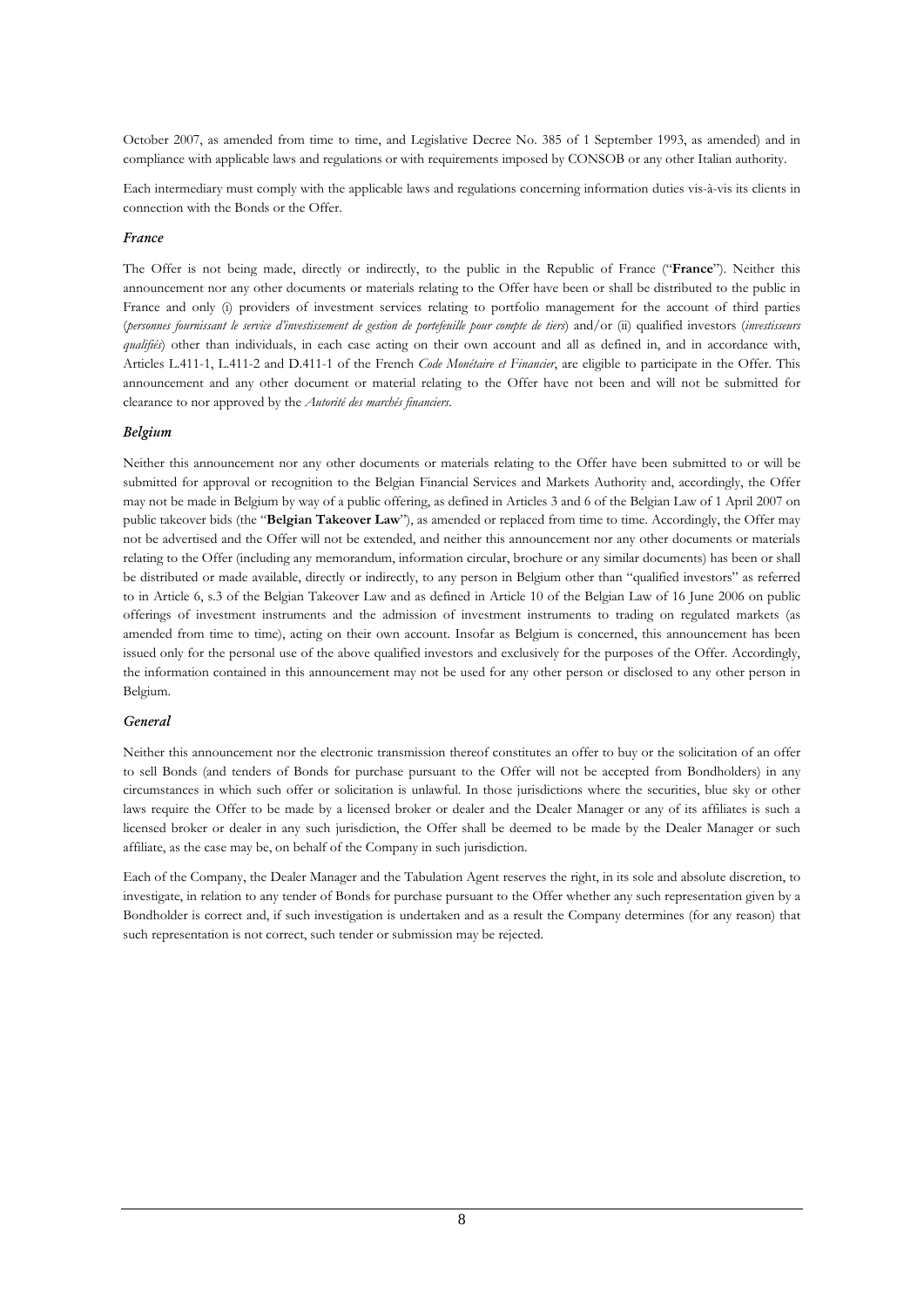October 2007, as amended from time to time, and Legislative Decree No. 385 of 1 September 1993, as amended) and in compliance with applicable laws and regulations or with requirements imposed by CONSOB or any other Italian authority.

Each intermediary must comply with the applicable laws and regulations concerning information duties vis-à-vis its clients in connection with the Bonds or the Offer.

### *France*

The Offer is not being made, directly or indirectly, to the public in the Republic of France ("**France**"). Neither this announcement nor any other documents or materials relating to the Offer have been or shall be distributed to the public in France and only (i) providers of investment services relating to portfolio management for the account of third parties (*personnes fournissant le service d'investissement de gestion de portefeuille pour compte de tiers*) and/or (ii) qualified investors (*investisseurs qualifiés*) other than individuals, in each case acting on their own account and all as defined in, and in accordance with, Articles L.411-1, L.411-2 and D.411-1 of the French *Code Monétaire et Financier*, are eligible to participate in the Offer. This announcement and any other document or material relating to the Offer have not been and will not be submitted for clearance to nor approved by the *Autorité des marchés financiers*.

### *Belgium*

Neither this announcement nor any other documents or materials relating to the Offer have been submitted to or will be submitted for approval or recognition to the Belgian Financial Services and Markets Authority and, accordingly, the Offer may not be made in Belgium by way of a public offering, as defined in Articles 3 and 6 of the Belgian Law of 1 April 2007 on public takeover bids (the "**Belgian Takeover Law**"), as amended or replaced from time to time. Accordingly, the Offer may not be advertised and the Offer will not be extended, and neither this announcement nor any other documents or materials relating to the Offer (including any memorandum, information circular, brochure or any similar documents) has been or shall be distributed or made available, directly or indirectly, to any person in Belgium other than "qualified investors" as referred to in Article 6, s.3 of the Belgian Takeover Law and as defined in Article 10 of the Belgian Law of 16 June 2006 on public offerings of investment instruments and the admission of investment instruments to trading on regulated markets (as amended from time to time), acting on their own account. Insofar as Belgium is concerned, this announcement has been issued only for the personal use of the above qualified investors and exclusively for the purposes of the Offer. Accordingly, the information contained in this announcement may not be used for any other person or disclosed to any other person in Belgium.

### *General*

Neither this announcement nor the electronic transmission thereof constitutes an offer to buy or the solicitation of an offer to sell Bonds (and tenders of Bonds for purchase pursuant to the Offer will not be accepted from Bondholders) in any circumstances in which such offer or solicitation is unlawful. In those jurisdictions where the securities, blue sky or other laws require the Offer to be made by a licensed broker or dealer and the Dealer Manager or any of its affiliates is such a licensed broker or dealer in any such jurisdiction, the Offer shall be deemed to be made by the Dealer Manager or such affiliate, as the case may be, on behalf of the Company in such jurisdiction.

Each of the Company, the Dealer Manager and the Tabulation Agent reserves the right, in its sole and absolute discretion, to investigate, in relation to any tender of Bonds for purchase pursuant to the Offer whether any such representation given by a Bondholder is correct and, if such investigation is undertaken and as a result the Company determines (for any reason) that such representation is not correct, such tender or submission may be rejected.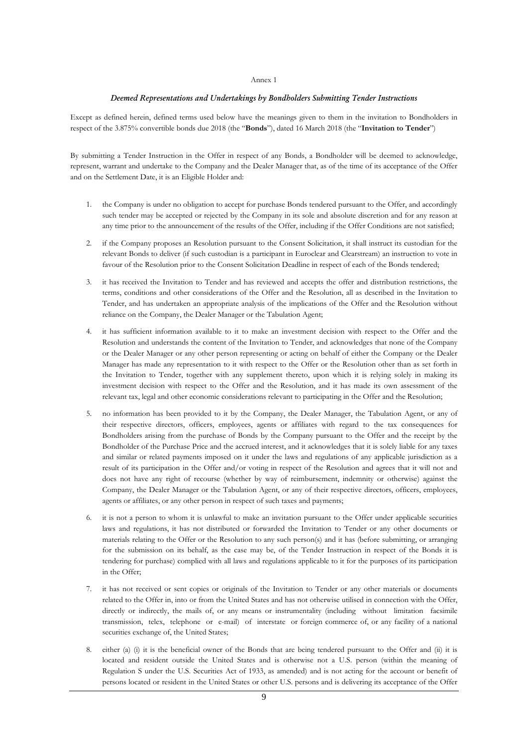Annex 1

## *Deemed Representations and Undertakings by Bondholders Submitting Tender Instructions*

Except as defined herein, defined terms used below have the meanings given to them in the invitation to Bondholders in respect of the 3.875% convertible bonds due 2018 (the "**Bonds**"), dated 16 March 2018 (the "**Invitation to Tender**")

By submitting a Tender Instruction in the Offer in respect of any Bonds, a Bondholder will be deemed to acknowledge, represent, warrant and undertake to the Company and the Dealer Manager that, as of the time of its acceptance of the Offer and on the Settlement Date, it is an Eligible Holder and:

1. the Company is under no obligation to accept for purchase Bonds tendered pursuant to the Offer, and accordingly such tender may be accepted or rejected by the Company in its sole and absolute discretion and for any reason at any time prior to the announcement of the results of the Offer, including if the Offer Conditions are not satisfied;

2. if the Company proposes an Resolution pursuant to the Consent Solicitation, it shall instruct its custodian for the relevant Bonds to deliver (if such custodian is a participant in Euroclear and Clearstream) an instruction to vote in favour of the Resolution prior to the Consent Solicitation Deadline in respect of each of the Bonds tendered;

3. it has received the Invitation to Tender and has reviewed and accepts the offer and distribution restrictions, the terms, conditions and other considerations of the Offer and the Resolution, all as described in the Invitation to Tender, and has undertaken an appropriate analysis of the implications of the Offer and the Resolution without reliance on the Company, the Dealer Manager or the Tabulation Agent;

4. it has sufficient information available to it to make an investment decision with respect to the Offer and the Resolution and understands the content of the Invitation to Tender, and acknowledges that none of the Company or the Dealer Manager or any other person representing or acting on behalf of either the Company or the Dealer Manager has made any representation to it with respect to the Offer or the Resolution other than as set forth in the Invitation to Tender, together with any supplement thereto, upon which it is relying solely in making its investment decision with respect to the Offer and the Resolution, and it has made its own assessment of the relevant tax, legal and other economic considerations relevant to participating in the Offer and the Resolution;

5. no information has been provided to it by the Company, the Dealer Manager, the Tabulation Agent, or any of their respective directors, officers, employees, agents or affiliates with regard to the tax consequences for Bondholders arising from the purchase of Bonds by the Company pursuant to the Offer and the receipt by the Bondholder of the Purchase Price and the accrued interest, and it acknowledges that it is solely liable for any taxes and similar or related payments imposed on it under the laws and regulations of any applicable jurisdiction as a result of its participation in the Offer and/or voting in respect of the Resolution and agrees that it will not and does not have any right of recourse (whether by way of reimbursement, indemnity or otherwise) against the Company, the Dealer Manager or the Tabulation Agent, or any of their respective directors, officers, employees, agents or affiliates, or any other person in respect of such taxes and payments;

6. it is not a person to whom it is unlawful to make an invitation pursuant to the Offer under applicable securities laws and regulations, it has not distributed or forwarded the Invitation to Tender or any other documents or materials relating to the Offer or the Resolution to any such person(s) and it has (before submitting, or arranging for the submission on its behalf, as the case may be, of the Tender Instruction in respect of the Bonds it is tendering for purchase) complied with all laws and regulations applicable to it for the purposes of its participation in the Offer;

7. it has not received or sent copies or originals of the Invitation to Tender or any other materials or documents related to the Offer in, into or from the United States and has not otherwise utilised in connection with the Offer, directly or indirectly, the mails of, or any means or instrumentality (including without limitation facsimile transmission, telex, telephone or e-mail) of interstate or foreign commerce of, or any facility of a national securities exchange of, the United States;

8. either (a) (i) it is the beneficial owner of the Bonds that are being tendered pursuant to the Offer and (ii) it is located and resident outside the United States and is otherwise not a U.S. person (within the meaning of Regulation S under the U.S. Securities Act of 1933, as amended) and is not acting for the account or benefit of persons located or resident in the United States or other U.S. persons and is delivering its acceptance of the Offer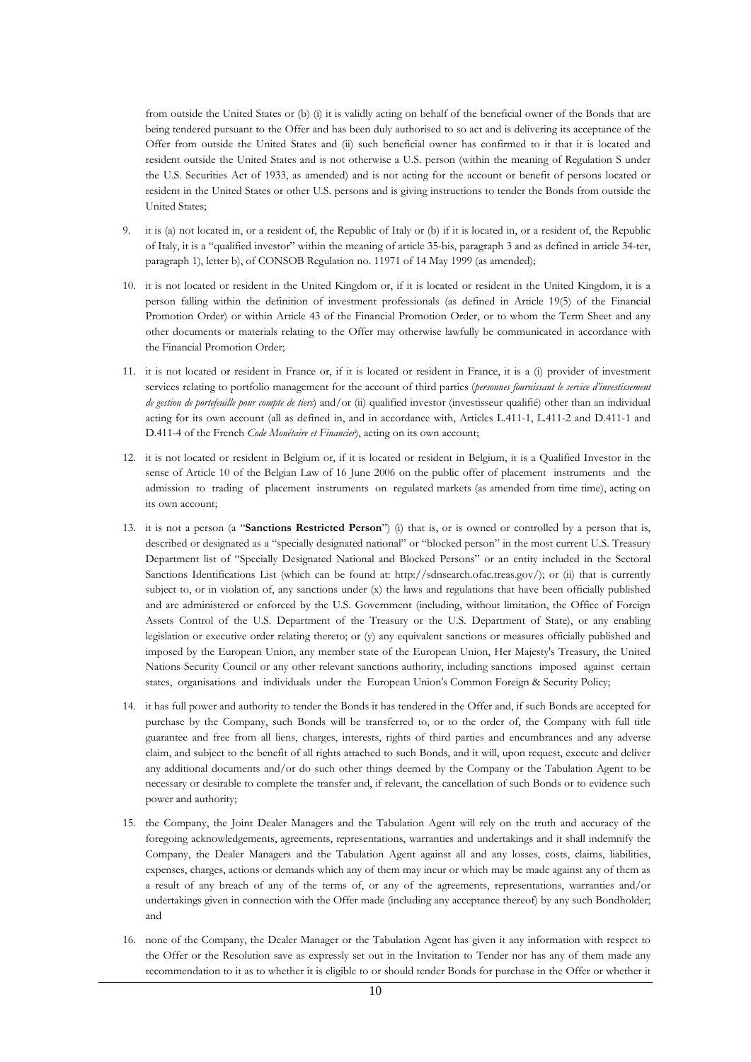from outside the United States or (b) (i) it is validly acting on behalf of the beneficial owner of the Bonds that are being tendered pursuant to the Offer and has been duly authorised to so act and is delivering its acceptance of the Offer from outside the United States and (ii) such beneficial owner has confirmed to it that it is located and resident outside the United States and is not otherwise a U.S. person (within the meaning of Regulation S under the U.S. Securities Act of 1933, as amended) and is not acting for the account or benefit of persons located or resident in the United States or other U.S. persons and is giving instructions to tender the Bonds from outside the United States;

9. it is (a) not located in, or a resident of, the Republic of Italy or (b) if it is located in, or a resident of, the Republic of Italy, it is a "qualified investor" within the meaning of article 35-bis, paragraph 3 and as defined in article 34-ter, paragraph 1), letter b), of CONSOB Regulation no. 11971 of 14 May 1999 (as amended);

10. it is not located or resident in the United Kingdom or, if it is located or resident in the United Kingdom, it is a person falling within the definition of investment professionals (as defined in Article 19(5) of the Financial Promotion Order) or within Article 43 of the Financial Promotion Order, or to whom the Term Sheet and any other documents or materials relating to the Offer may otherwise lawfully be communicated in accordance with the Financial Promotion Order;

11. it is not located or resident in France or, if it is located or resident in France, it is a (i) provider of investment services relating to portfolio management for the account of third parties (*personnes fournissant le service d'investissement de gestion de portefeuille pour compte de tiers*) and/or (ii) qualified investor (investisseur qualifié) other than an individual acting for its own account (all as defined in, and in accordance with, Articles L.411-1, L.411-2 and D.411-1 and D.411-4 of the French *Code Monétaire et Financier*), acting on its own account;

12. it is not located or resident in Belgium or, if it is located or resident in Belgium, it is a Qualified Investor in the sense of Article 10 of the Belgian Law of 16 June 2006 on the public offer of placement instruments and the admission to trading of placement instruments on regulated markets (as amended from time time), acting on its own account;

13. it is not a person (a "**Sanctions Restricted Person**") (i) that is, or is owned or controlled by a person that is, described or designated as a "specially designated national" or "blocked person" in the most current U.S. Treasury Department list of "Specially Designated National and Blocked Persons" or an entity included in the Sectoral Sanctions Identifications List (which can be found at: http://sdnsearch.ofac.treas.gov/); or (ii) that is currently subject to, or in violation of, any sanctions under (x) the laws and regulations that have been officially published and are administered or enforced by the U.S. Government (including, without limitation, the Office of Foreign Assets Control of the U.S. Department of the Treasury or the U.S. Department of State), or any enabling legislation or executive order relating thereto; or (y) any equivalent sanctions or measures officially published and imposed by the European Union, any member state of the European Union, Her Majesty's Treasury, the United Nations Security Council or any other relevant sanctions authority, including sanctions imposed against certain states, organisations and individuals under the European Union's Common Foreign & Security Policy;

14. it has full power and authority to tender the Bonds it has tendered in the Offer and, if such Bonds are accepted for purchase by the Company, such Bonds will be transferred to, or to the order of, the Company with full title guarantee and free from all liens, charges, interests, rights of third parties and encumbrances and any adverse claim, and subject to the benefit of all rights attached to such Bonds, and it will, upon request, execute and deliver any additional documents and/or do such other things deemed by the Company or the Tabulation Agent to be necessary or desirable to complete the transfer and, if relevant, the cancellation of such Bonds or to evidence such power and authority;

15. the Company, the Joint Dealer Managers and the Tabulation Agent will rely on the truth and accuracy of the foregoing acknowledgements, agreements, representations, warranties and undertakings and it shall indemnify the Company, the Dealer Managers and the Tabulation Agent against all and any losses, costs, claims, liabilities, expenses, charges, actions or demands which any of them may incur or which may be made against any of them as a result of any breach of any of the terms of, or any of the agreements, representations, warranties and/or undertakings given in connection with the Offer made (including any acceptance thereof) by any such Bondholder; and

16. none of the Company, the Dealer Manager or the Tabulation Agent has given it any information with respect to the Offer or the Resolution save as expressly set out in the Invitation to Tender nor has any of them made any recommendation to it as to whether it is eligible to or should tender Bonds for purchase in the Offer or whether it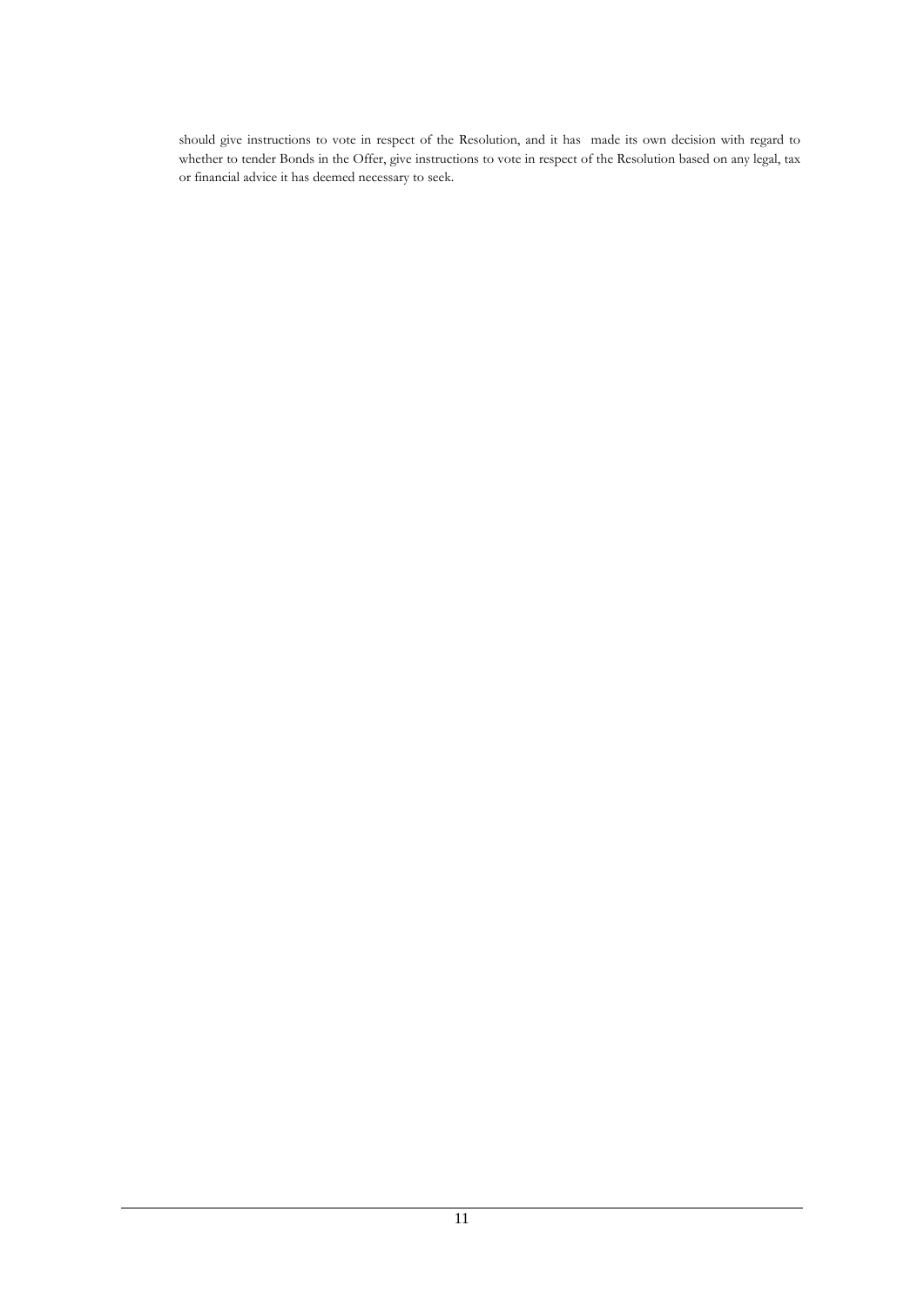should give instructions to vote in respect of the Resolution, and it has made its own decision with regard to whether to tender Bonds in the Offer, give instructions to vote in respect of the Resolution based on any legal, tax or financial advice it has deemed necessary to seek.